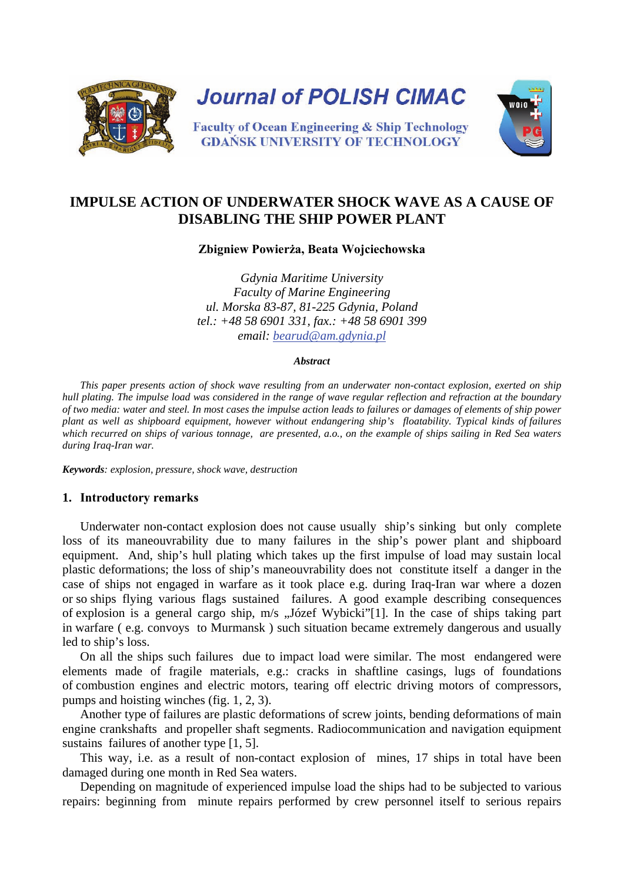Journal of POLISH CIMAC

Faculty of Ocean Engineering & Ship Technology
GDAŃSK UNIVERSITY OF TECHNOLOGY

# IMPULSE ACTION OF UNDERWATER SHOCK WAVE AS A CAUSE OF DISABLING THE SHIP POWER PLANT

**Zbigniew Powierża, Beata Wojciechowska**

*Gdynia Maritime University*
*Faculty of Marine Engineering*
*ul. Morska 83-87, 81-225 Gdynia, Poland*
*tel.: +48 58 6901 331, fax.: +48 58 6901 399*
*email: bearud@am.gdynia.pl*

***Abstract***

*This paper presents action of shock wave resulting from an underwater non-contact explosion, exerted on ship hull plating. The impulse load was considered in the range of wave regular reflection and refraction at the boundary of two media: water and steel. In most cases the impulse action leads to failures or damages of elements of ship power plant as well as shipboard equipment, however without endangering ship's floatability. Typical kinds of failures which recurred on ships of various tonnage, are presented, a.o., on the example of ships sailing in Red Sea waters during Iraq-Iran war.*

***Keywords****: explosion, pressure, shock wave, destruction*

## 1. Introductory remarks

Underwater non-contact explosion does not cause usually ship's sinking but only complete loss of its maneouvrability due to many failures in the ship's power plant and shipboard equipment. And, ship's hull plating which takes up the first impulse of load may sustain local plastic deformations; the loss of ship's maneouvrability does not constitute itself a danger in the case of ships not engaged in warfare as it took place e.g. during Iraq-Iran war where a dozen or so ships flying various flags sustained failures. A good example describing consequences of explosion is a general cargo ship, m/s „Józef Wybicki"[1]. In the case of ships taking part in warfare ( e.g. convoys to Murmansk ) such situation became extremely dangerous and usually led to ship's loss.

On all the ships such failures due to impact load were similar. The most endangered were elements made of fragile materials, e.g.: cracks in shaftline casings, lugs of foundations of combustion engines and electric motors, tearing off electric driving motors of compressors, pumps and hoisting winches (fig. 1, 2, 3).

Another type of failures are plastic deformations of screw joints, bending deformations of main engine crankshafts and propeller shaft segments. Radiocommunication and navigation equipment sustains failures of another type [1, 5].

This way, i.e. as a result of non-contact explosion of mines, 17 ships in total have been damaged during one month in Red Sea waters.

Depending on magnitude of experienced impulse load the ships had to be subjected to various repairs: beginning from minute repairs performed by crew personnel itself to serious repairs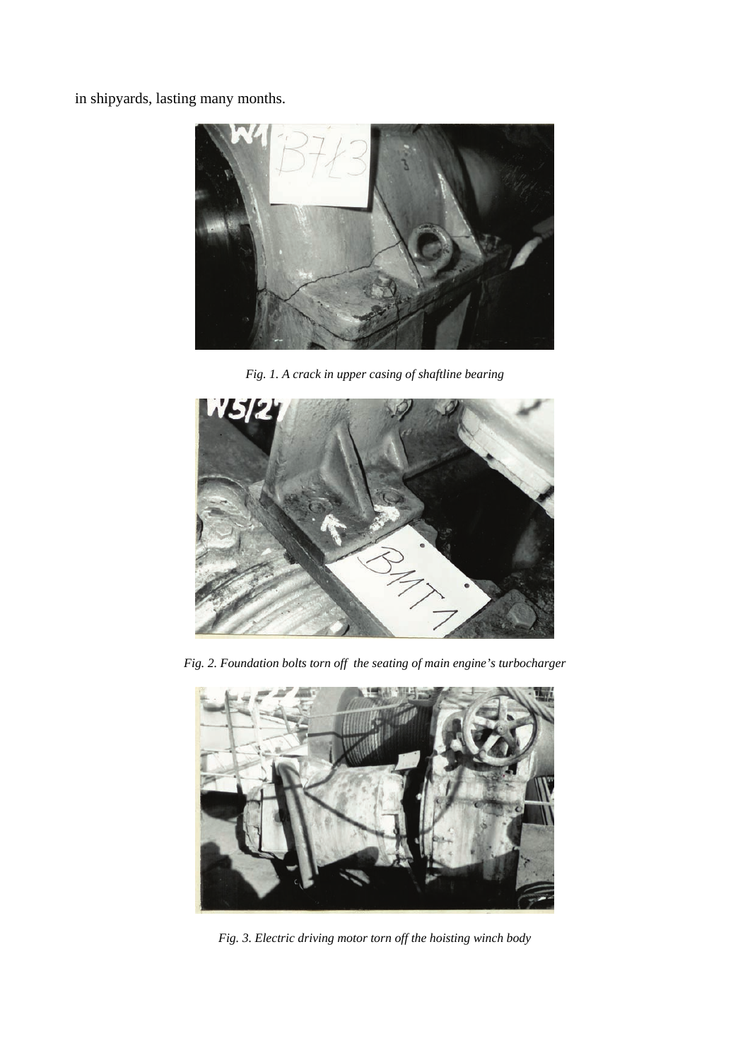in shipyards, lasting many months.

Fig. 1. A crack in upper casing of shaftline bearing

Fig. 2. Foundation bolts torn off the seating of main engine's turbocharger

Fig. 3. Electric driving motor torn off the hoisting winch body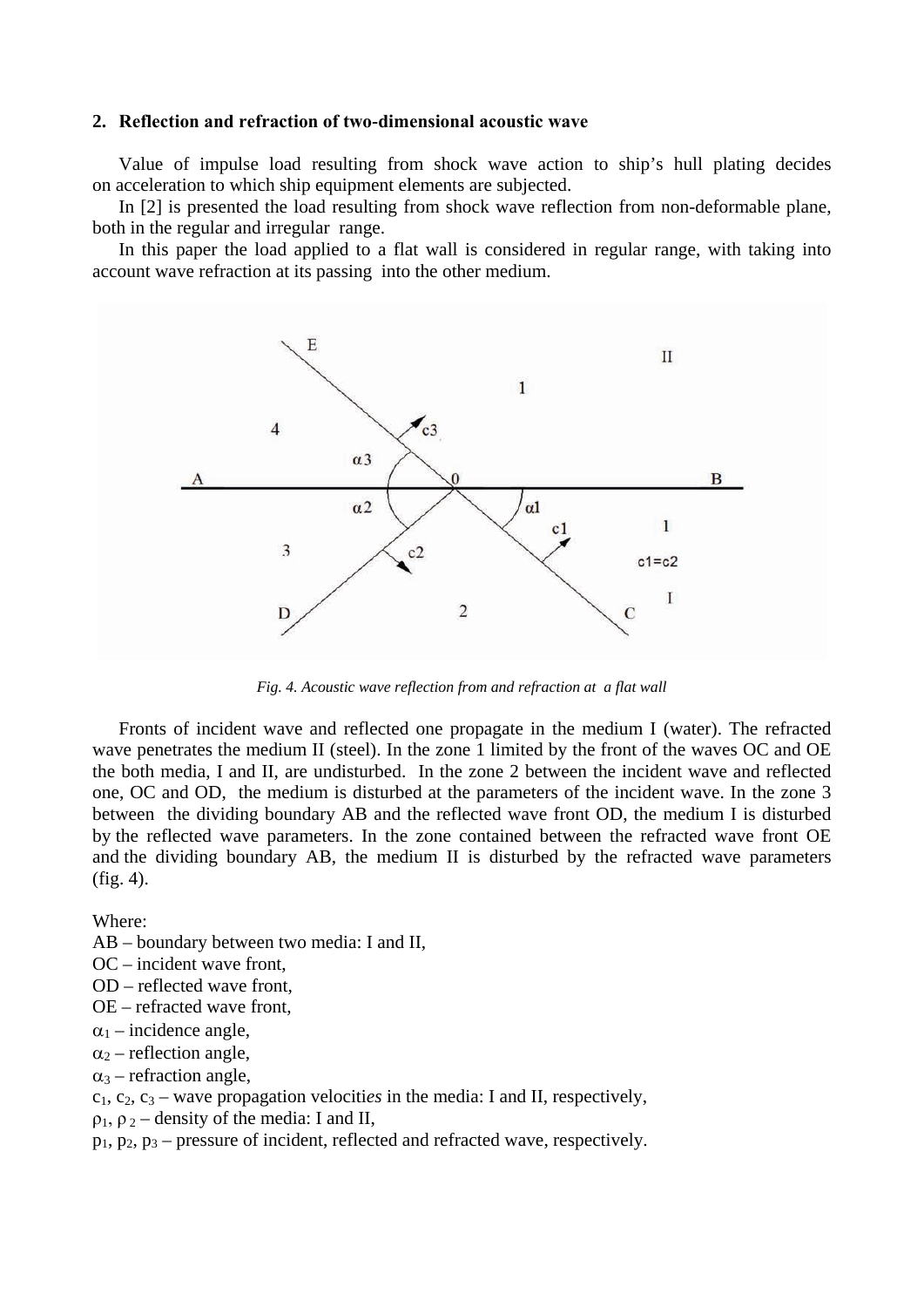## 2. Reflection and refraction of two-dimensional acoustic wave

Value of impulse load resulting from shock wave action to ship's hull plating decides on acceleration to which ship equipment elements are subjected.

In [2] is presented the load resulting from shock wave reflection from non-deformable plane, both in the regular and irregular range.

In this paper the load applied to a flat wall is considered in regular range, with taking into account wave refraction at its passing into the other medium.

*Fig. 4. Acoustic wave reflection from and refraction at a flat wall*

Fronts of incident wave and reflected one propagate in the medium I (water). The refracted wave penetrates the medium II (steel). In the zone 1 limited by the front of the waves OC and OE the both media, I and II, are undisturbed. In the zone 2 between the incident wave and reflected one, OC and OD, the medium is disturbed at the parameters of the incident wave. In the zone 3 between the dividing boundary AB and the reflected wave front OD, the medium I is disturbed by the reflected wave parameters. In the zone contained between the refracted wave front OE and the dividing boundary AB, the medium II is disturbed by the refracted wave parameters (fig. 4).

Where:

AB – boundary between two media: I and II,  
OC – incident wave front,  
OD – reflected wave front,  
OE – refracted wave front,  
$\alpha_1$ – incidence angle,  
$\alpha_2$ – reflection angle,  
$\alpha_3$ – refraction angle,  
$c_1$, $c_2$, $c_3$ – wave propagation velocit*ies* in the media: I and II, respectively,  
$\rho_1$, $\rho_2$ – density of the media: I and II,  
$p_1$, $p_2$, $p_3$ – pressure of incident, reflected and refracted wave, respectively.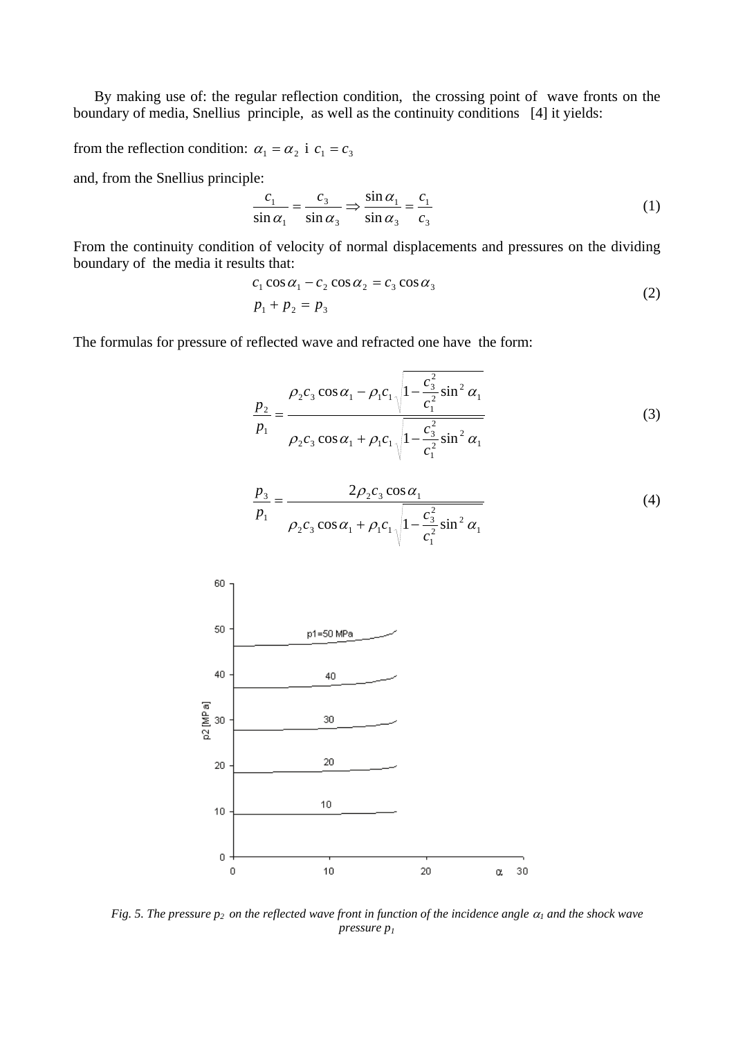By making use of: the regular reflection condition, the crossing point of wave fronts on the boundary of media, Snellius principle, as well as the continuity conditions [4] it yields:

from the reflection condition: $\alpha_1 = \alpha_2$ i $c_1 = c_3$

and, from the Snellius principle:

$$\frac{c_1}{\sin\alpha_1} = \frac{c_3}{\sin\alpha_3} \Rightarrow \frac{\sin\alpha_1}{\sin\alpha_3} = \frac{c_1}{c_3} \tag{1}$$

From the continuity condition of velocity of normal displacements and pressures on the dividing boundary of the media it results that:

$$\begin{aligned} &c_1\cos\alpha_1 - c_2\cos\alpha_2 = c_3\cos\alpha_3 \\ &p_1 + p_2 = p_3 \end{aligned} \tag{2}$$

The formulas for pressure of reflected wave and refracted one have the form:

$$\frac{p_2}{p_1} = \frac{\rho_2 c_3 \cos\alpha_1 - \rho_1 c_1 \sqrt{1 - \dfrac{c_3^2}{c_1^2}\sin^2\alpha_1}}{\rho_2 c_3 \cos\alpha_1 + \rho_1 c_1 \sqrt{1 - \dfrac{c_3^2}{c_1^2}\sin^2\alpha_1}} \tag{3}$$

$$\frac{p_3}{p_1} = \frac{2\rho_2 c_3 \cos\alpha_1}{\rho_2 c_3 \cos\alpha_1 + \rho_1 c_1 \sqrt{1 - \dfrac{c_3^2}{c_2^2}\sin^2\alpha_1}} \tag{4}$$

*Fig. 5. The pressure $p_2$ on the reflected wave front in function of the incidence angle $\alpha_1$ and the shock wave pressure $p_1$*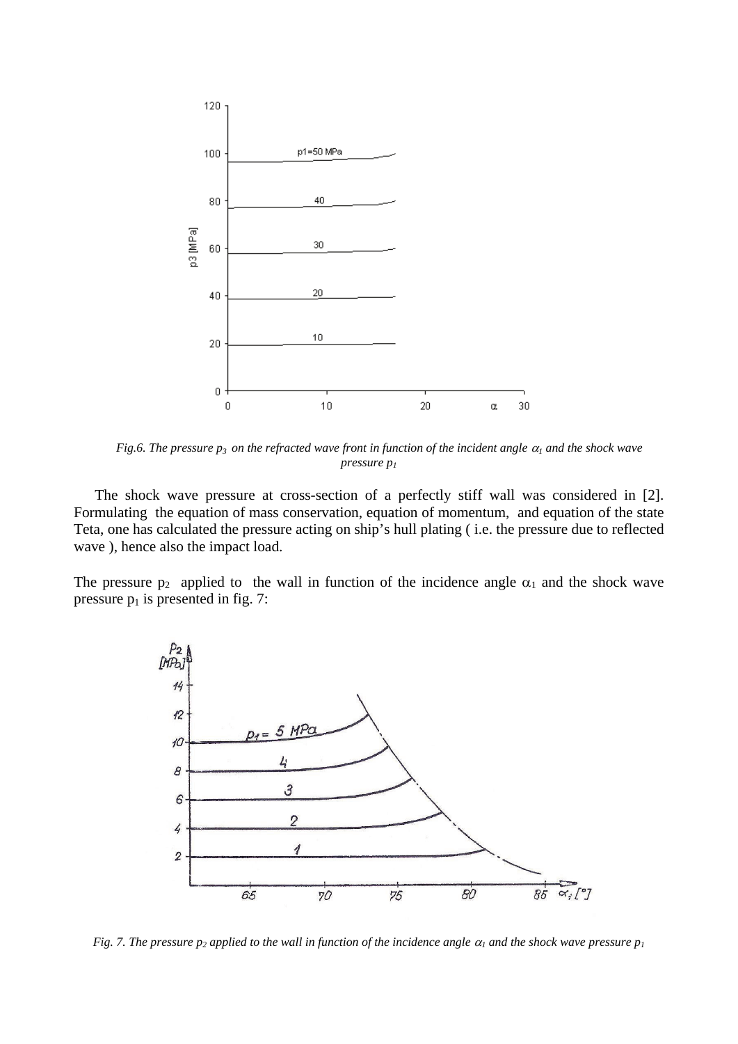*Fig.6. The pressure $p_3$ on the refracted wave front in function of the incident angle $\alpha_1$ and the shock wave pressure $p_1$*

The shock wave pressure at cross-section of a perfectly stiff wall was considered in [2]. Formulating the equation of mass conservation, equation of momentum, and equation of the state Teta, one has calculated the pressure acting on ship's hull plating ( i.e. the pressure due to reflected wave ), hence also the impact load.

The pressure $p_2$ applied to the wall in function of the incidence angle $\alpha_1$ and the shock wave pressure $p_1$ is presented in fig. 7:

*Fig. 7. The pressure $p_2$ applied to the wall in function of the incidence angle $\alpha_1$ and the shock wave pressure $p_1$*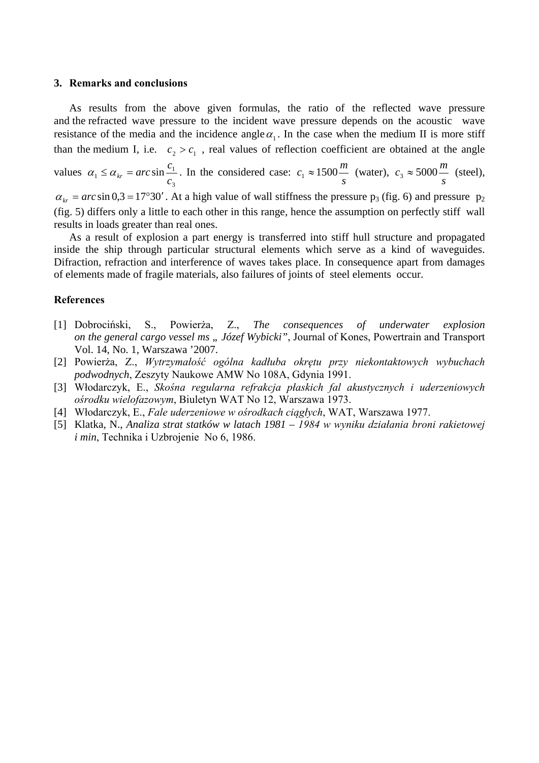## 3. Remarks and conclusions

As results from the above given formulas, the ratio of the reflected wave pressure and the refracted wave pressure to the incident wave pressure depends on the acoustic wave resistance of the media and the incidence angle $\alpha_1$. In the case when the medium II is more stiff than the medium I, i.e. $c_2 > c_1$, real values of reflection coefficient are obtained at the angle values $\alpha_1 \leq \alpha_{kr} = arc \sin \frac{c_1}{c_3}$. In the considered case: $c_1 \approx 1500 \frac{m}{s}$ (water), $c_3 \approx 5000 \frac{m}{s}$ (steel), $\alpha_{kr} = arc \sin 0{,}3 = 17°30'$. At a high value of wall stiffness the pressure $p_3$ (fig. 6) and pressure $p_2$ (fig. 5) differs only a little to each other in this range, hence the assumption on perfectly stiff wall results in loads greater than real ones.

As a result of explosion a part energy is transferred into stiff hull structure and propagated inside the ship through particular structural elements which serve as a kind of waveguides. Difraction, refraction and interference of waves takes place. In consequence apart from damages of elements made of fragile materials, also failures of joints of steel elements occur.

## References

[1] Dobrociński, S., Powierża, Z., *The consequences of underwater explosion on the general cargo vessel ms „ Józef Wybicki"*, Journal of Kones, Powertrain and Transport Vol. 14, No. 1, Warszawa '2007.

[2] Powierża, Z., *Wytrzymałość ogólna kadłuba okrętu przy niekontaktowych wybuchach podwodnych*, Zeszyty Naukowe AMW No 108A, Gdynia 1991.

[3] Włodarczyk, E., *Skośna regularna refrakcja płaskich fal akustycznych i uderzeniowych ośrodku wielofazowym*, Biuletyn WAT No 12, Warszawa 1973.

[4] Włodarczyk, E., *Fale uderzeniowe w ośrodkach ciągłych*, WAT, Warszawa 1977.

[5] Klatka, N., *Analiza strat statków w latach 1981 – 1984 w wyniku działania broni rakietowej i min*, Technika i Uzbrojenie No 6, 1986.